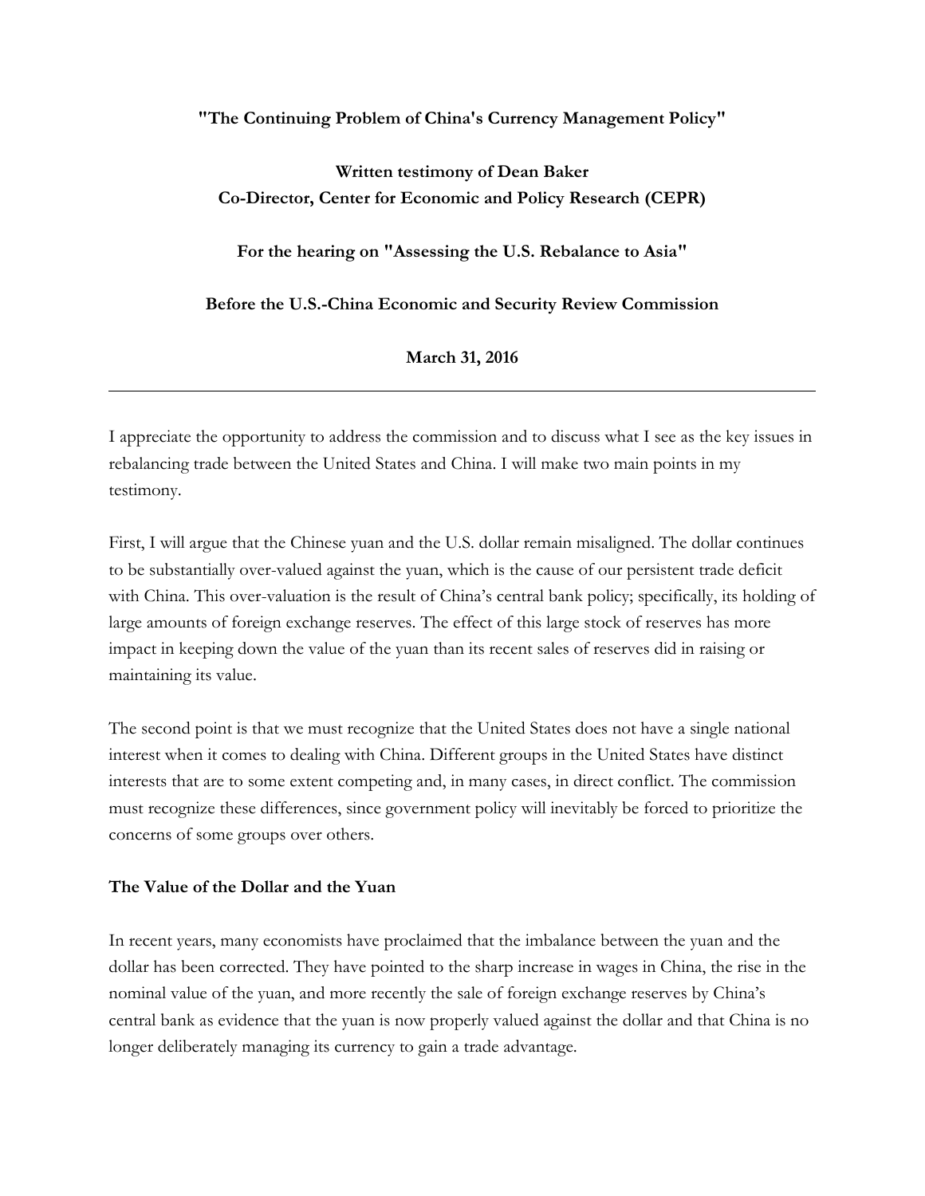**"The Continuing Problem of China's Currency Management Policy"**

**Written testimony of Dean Baker**
**Co-Director, Center for Economic and Policy Research (CEPR)**

**For the hearing on "Assessing the U.S. Rebalance to Asia"**

**Before the U.S.-China Economic and Security Review Commission**

**March 31, 2016**

---

I appreciate the opportunity to address the commission and to discuss what I see as the key issues in rebalancing trade between the United States and China. I will make two main points in my testimony.

First, I will argue that the Chinese yuan and the U.S. dollar remain misaligned. The dollar continues to be substantially over-valued against the yuan, which is the cause of our persistent trade deficit with China. This over-valuation is the result of China's central bank policy; specifically, its holding of large amounts of foreign exchange reserves. The effect of this large stock of reserves has more impact in keeping down the value of the yuan than its recent sales of reserves did in raising or maintaining its value.

The second point is that we must recognize that the United States does not have a single national interest when it comes to dealing with China. Different groups in the United States have distinct interests that are to some extent competing and, in many cases, in direct conflict. The commission must recognize these differences, since government policy will inevitably be forced to prioritize the concerns of some groups over others.

## The Value of the Dollar and the Yuan

In recent years, many economists have proclaimed that the imbalance between the yuan and the dollar has been corrected. They have pointed to the sharp increase in wages in China, the rise in the nominal value of the yuan, and more recently the sale of foreign exchange reserves by China's central bank as evidence that the yuan is now properly valued against the dollar and that China is no longer deliberately managing its currency to gain a trade advantage.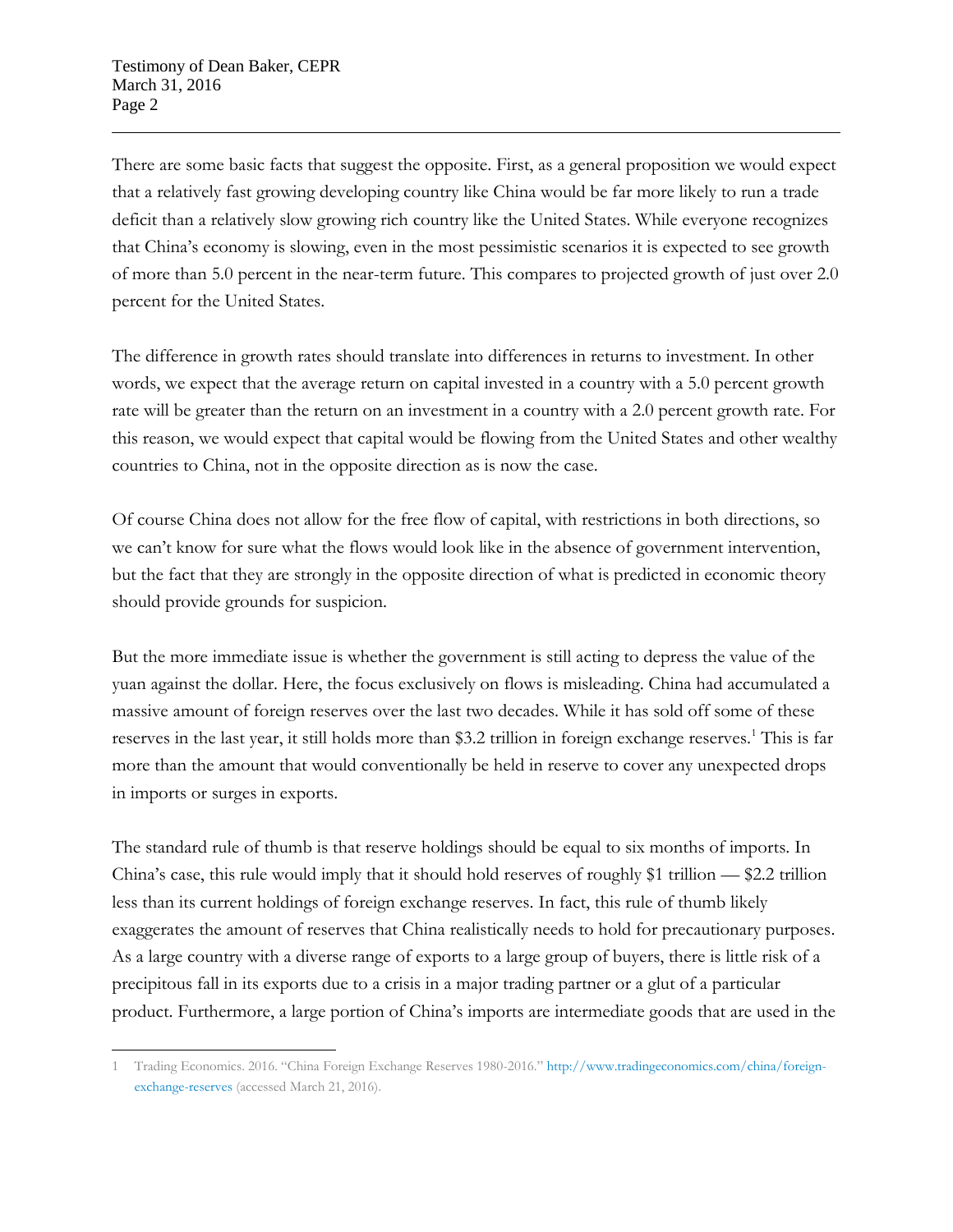There are some basic facts that suggest the opposite. First, as a general proposition we would expect that a relatively fast growing developing country like China would be far more likely to run a trade deficit than a relatively slow growing rich country like the United States. While everyone recognizes that China's economy is slowing, even in the most pessimistic scenarios it is expected to see growth of more than 5.0 percent in the near-term future. This compares to projected growth of just over 2.0 percent for the United States.

The difference in growth rates should translate into differences in returns to investment. In other words, we expect that the average return on capital invested in a country with a 5.0 percent growth rate will be greater than the return on an investment in a country with a 2.0 percent growth rate. For this reason, we would expect that capital would be flowing from the United States and other wealthy countries to China, not in the opposite direction as is now the case.

Of course China does not allow for the free flow of capital, with restrictions in both directions, so we can't know for sure what the flows would look like in the absence of government intervention, but the fact that they are strongly in the opposite direction of what is predicted in economic theory should provide grounds for suspicion.

But the more immediate issue is whether the government is still acting to depress the value of the yuan against the dollar. Here, the focus exclusively on flows is misleading. China had accumulated a massive amount of foreign reserves over the last two decades. While it has sold off some of these reserves in the last year, it still holds more than $3.2 trillion in foreign exchange reserves.[1] This is far more than the amount that would conventionally be held in reserve to cover any unexpected drops in imports or surges in exports.

The standard rule of thumb is that reserve holdings should be equal to six months of imports. In China's case, this rule would imply that it should hold reserves of roughly $1 trillion — $2.2 trillion less than its current holdings of foreign exchange reserves. In fact, this rule of thumb likely exaggerates the amount of reserves that China realistically needs to hold for precautionary purposes. As a large country with a diverse range of exports to a large group of buyers, there is little risk of a precipitous fall in its exports due to a crisis in a major trading partner or a glut of a particular product. Furthermore, a large portion of China's imports are intermediate goods that are used in the

---

1 Trading Economics. 2016. "China Foreign Exchange Reserves 1980-2016." http://www.tradingeconomics.com/china/foreign-exchange-reserves (accessed March 21, 2016).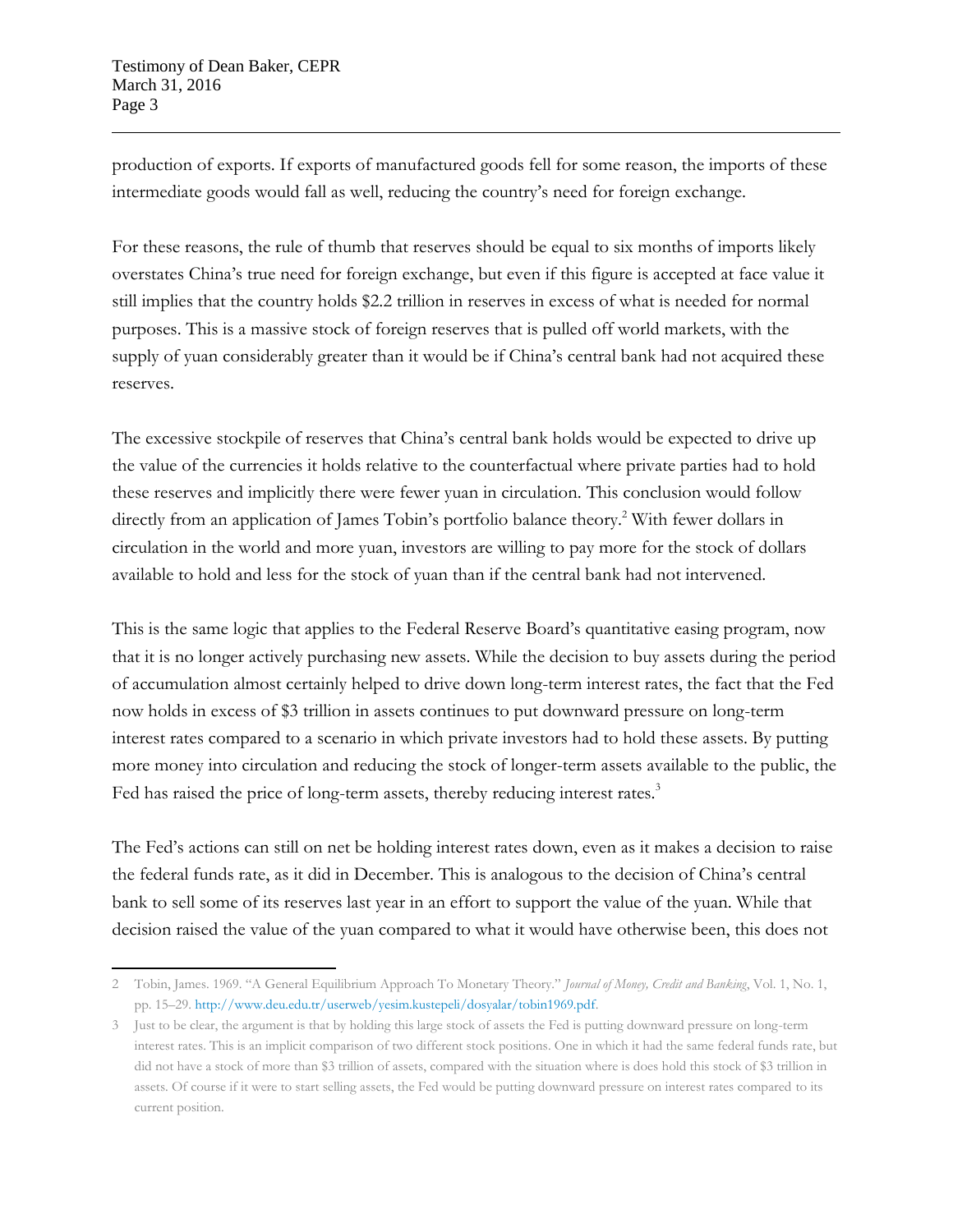production of exports. If exports of manufactured goods fell for some reason, the imports of these intermediate goods would fall as well, reducing the country's need for foreign exchange.

For these reasons, the rule of thumb that reserves should be equal to six months of imports likely overstates China's true need for foreign exchange, but even if this figure is accepted at face value it still implies that the country holds $2.2 trillion in reserves in excess of what is needed for normal purposes. This is a massive stock of foreign reserves that is pulled off world markets, with the supply of yuan considerably greater than it would be if China's central bank had not acquired these reserves.

The excessive stockpile of reserves that China's central bank holds would be expected to drive up the value of the currencies it holds relative to the counterfactual where private parties had to hold these reserves and implicitly there were fewer yuan in circulation. This conclusion would follow directly from an application of James Tobin's portfolio balance theory.[2] With fewer dollars in circulation in the world and more yuan, investors are willing to pay more for the stock of dollars available to hold and less for the stock of yuan than if the central bank had not intervened.

This is the same logic that applies to the Federal Reserve Board's quantitative easing program, now that it is no longer actively purchasing new assets. While the decision to buy assets during the period of accumulation almost certainly helped to drive down long-term interest rates, the fact that the Fed now holds in excess of $3 trillion in assets continues to put downward pressure on long-term interest rates compared to a scenario in which private investors had to hold these assets. By putting more money into circulation and reducing the stock of longer-term assets available to the public, the Fed has raised the price of long-term assets, thereby reducing interest rates.[3]

The Fed's actions can still on net be holding interest rates down, even as it makes a decision to raise the federal funds rate, as it did in December. This is analogous to the decision of China's central bank to sell some of its reserves last year in an effort to support the value of the yuan. While that decision raised the value of the yuan compared to what it would have otherwise been, this does not

---

2 Tobin, James. 1969. "A General Equilibrium Approach To Monetary Theory." *Journal of Money, Credit and Banking*, Vol. 1, No. 1, pp. 15–29. http://www.deu.edu.tr/userweb/yesim.kustepeli/dosyalar/tobin1969.pdf.

3 Just to be clear, the argument is that by holding this large stock of assets the Fed is putting downward pressure on long-term interest rates. This is an implicit comparison of two different stock positions. One in which it had the same federal funds rate, but did not have a stock of more than $3 trillion of assets, compared with the situation where is does hold this stock of $3 trillion in assets. Of course if it were to start selling assets, the Fed would be putting downward pressure on interest rates compared to its current position.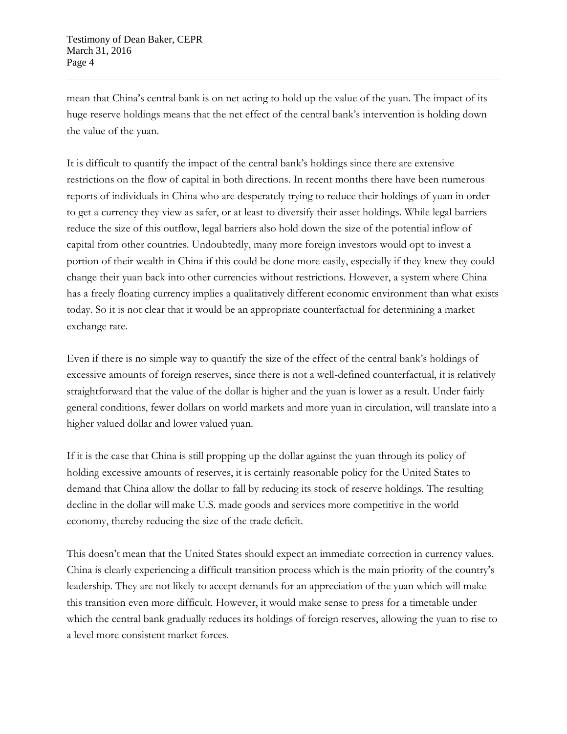mean that China's central bank is on net acting to hold up the value of the yuan. The impact of its huge reserve holdings means that the net effect of the central bank's intervention is holding down the value of the yuan.

It is difficult to quantify the impact of the central bank's holdings since there are extensive restrictions on the flow of capital in both directions. In recent months there have been numerous reports of individuals in China who are desperately trying to reduce their holdings of yuan in order to get a currency they view as safer, or at least to diversify their asset holdings. While legal barriers reduce the size of this outflow, legal barriers also hold down the size of the potential inflow of capital from other countries. Undoubtedly, many more foreign investors would opt to invest a portion of their wealth in China if this could be done more easily, especially if they knew they could change their yuan back into other currencies without restrictions. However, a system where China has a freely floating currency implies a qualitatively different economic environment than what exists today. So it is not clear that it would be an appropriate counterfactual for determining a market exchange rate.

Even if there is no simple way to quantify the size of the effect of the central bank's holdings of excessive amounts of foreign reserves, since there is not a well-defined counterfactual, it is relatively straightforward that the value of the dollar is higher and the yuan is lower as a result. Under fairly general conditions, fewer dollars on world markets and more yuan in circulation, will translate into a higher valued dollar and lower valued yuan.

If it is the case that China is still propping up the dollar against the yuan through its policy of holding excessive amounts of reserves, it is certainly reasonable policy for the United States to demand that China allow the dollar to fall by reducing its stock of reserve holdings. The resulting decline in the dollar will make U.S. made goods and services more competitive in the world economy, thereby reducing the size of the trade deficit.

This doesn't mean that the United States should expect an immediate correction in currency values. China is clearly experiencing a difficult transition process which is the main priority of the country's leadership. They are not likely to accept demands for an appreciation of the yuan which will make this transition even more difficult. However, it would make sense to press for a timetable under which the central bank gradually reduces its holdings of foreign reserves, allowing the yuan to rise to a level more consistent market forces.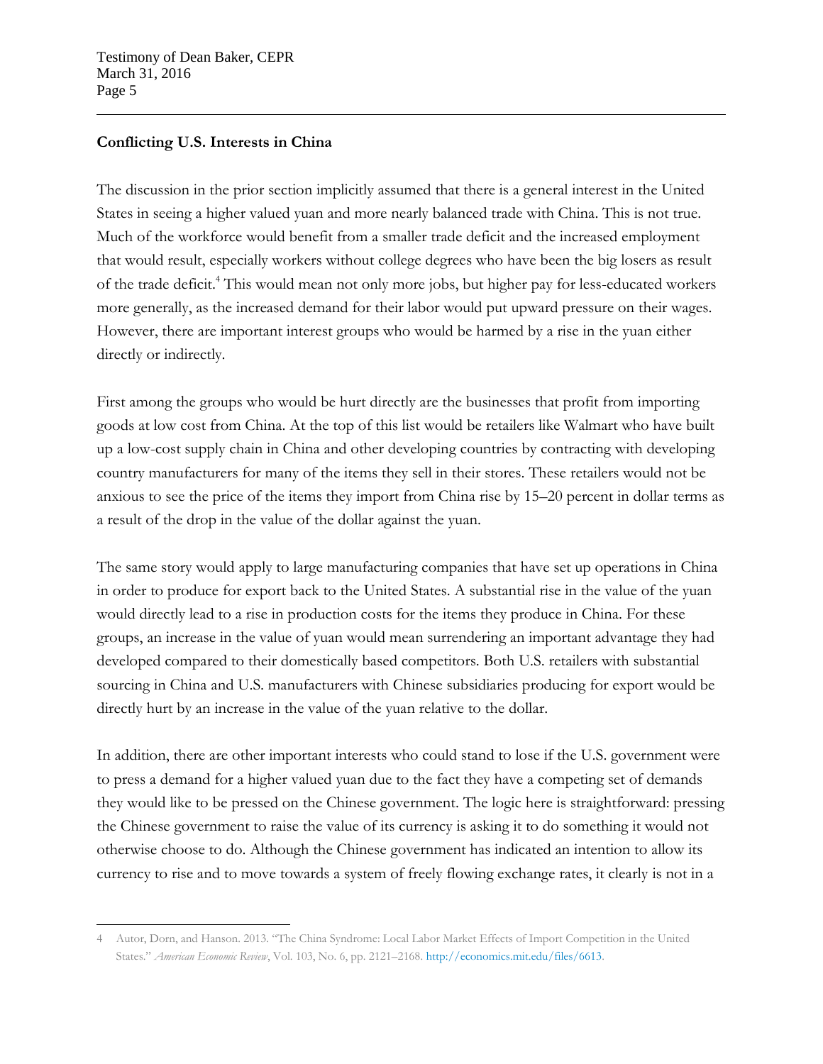### Conflicting U.S. Interests in China

The discussion in the prior section implicitly assumed that there is a general interest in the United States in seeing a higher valued yuan and more nearly balanced trade with China. This is not true. Much of the workforce would benefit from a smaller trade deficit and the increased employment that would result, especially workers without college degrees who have been the big losers as result of the trade deficit.[4] This would mean not only more jobs, but higher pay for less-educated workers more generally, as the increased demand for their labor would put upward pressure on their wages. However, there are important interest groups who would be harmed by a rise in the yuan either directly or indirectly.

First among the groups who would be hurt directly are the businesses that profit from importing goods at low cost from China. At the top of this list would be retailers like Walmart who have built up a low-cost supply chain in China and other developing countries by contracting with developing country manufacturers for many of the items they sell in their stores. These retailers would not be anxious to see the price of the items they import from China rise by 15–20 percent in dollar terms as a result of the drop in the value of the dollar against the yuan.

The same story would apply to large manufacturing companies that have set up operations in China in order to produce for export back to the United States. A substantial rise in the value of the yuan would directly lead to a rise in production costs for the items they produce in China. For these groups, an increase in the value of yuan would mean surrendering an important advantage they had developed compared to their domestically based competitors. Both U.S. retailers with substantial sourcing in China and U.S. manufacturers with Chinese subsidiaries producing for export would be directly hurt by an increase in the value of the yuan relative to the dollar.

In addition, there are other important interests who could stand to lose if the U.S. government were to press a demand for a higher valued yuan due to the fact they have a competing set of demands they would like to be pressed on the Chinese government. The logic here is straightforward: pressing the Chinese government to raise the value of its currency is asking it to do something it would not otherwise choose to do. Although the Chinese government has indicated an intention to allow its currency to rise and to move towards a system of freely flowing exchange rates, it clearly is not in a

---

4 Autor, Dorn, and Hanson. 2013. "The China Syndrome: Local Labor Market Effects of Import Competition in the United States." *American Economic Review*, Vol. 103, No. 6, pp. 2121–2168. http://economics.mit.edu/files/6613.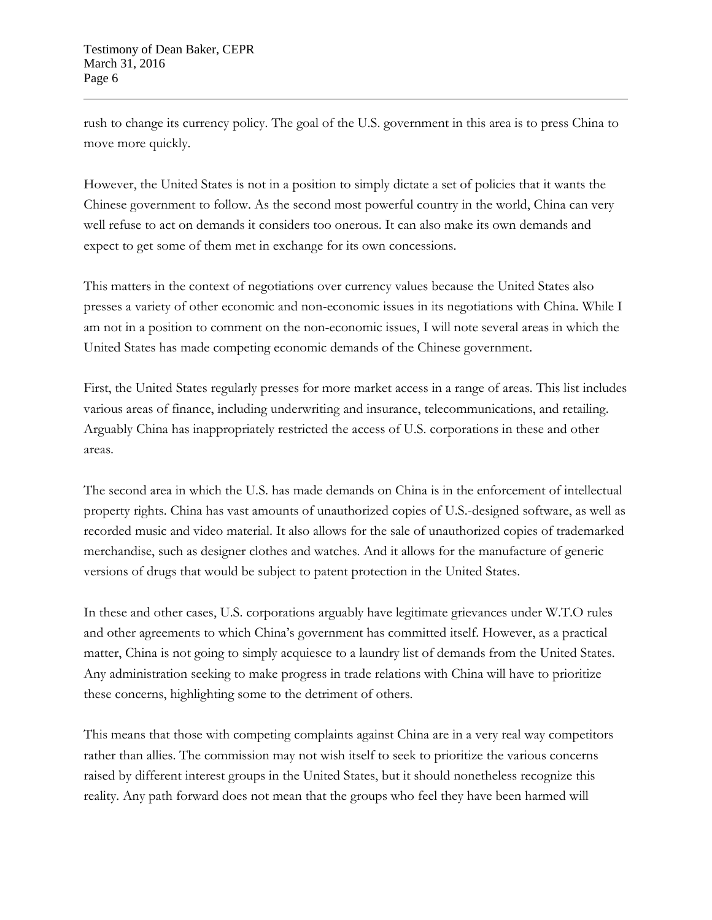rush to change its currency policy. The goal of the U.S. government in this area is to press China to move more quickly.

However, the United States is not in a position to simply dictate a set of policies that it wants the Chinese government to follow. As the second most powerful country in the world, China can very well refuse to act on demands it considers too onerous. It can also make its own demands and expect to get some of them met in exchange for its own concessions.

This matters in the context of negotiations over currency values because the United States also presses a variety of other economic and non-economic issues in its negotiations with China. While I am not in a position to comment on the non-economic issues, I will note several areas in which the United States has made competing economic demands of the Chinese government.

First, the United States regularly presses for more market access in a range of areas. This list includes various areas of finance, including underwriting and insurance, telecommunications, and retailing. Arguably China has inappropriately restricted the access of U.S. corporations in these and other areas.

The second area in which the U.S. has made demands on China is in the enforcement of intellectual property rights. China has vast amounts of unauthorized copies of U.S.-designed software, as well as recorded music and video material. It also allows for the sale of unauthorized copies of trademarked merchandise, such as designer clothes and watches. And it allows for the manufacture of generic versions of drugs that would be subject to patent protection in the United States.

In these and other cases, U.S. corporations arguably have legitimate grievances under W.T.O rules and other agreements to which China's government has committed itself. However, as a practical matter, China is not going to simply acquiesce to a laundry list of demands from the United States. Any administration seeking to make progress in trade relations with China will have to prioritize these concerns, highlighting some to the detriment of others.

This means that those with competing complaints against China are in a very real way competitors rather than allies. The commission may not wish itself to seek to prioritize the various concerns raised by different interest groups in the United States, but it should nonetheless recognize this reality. Any path forward does not mean that the groups who feel they have been harmed will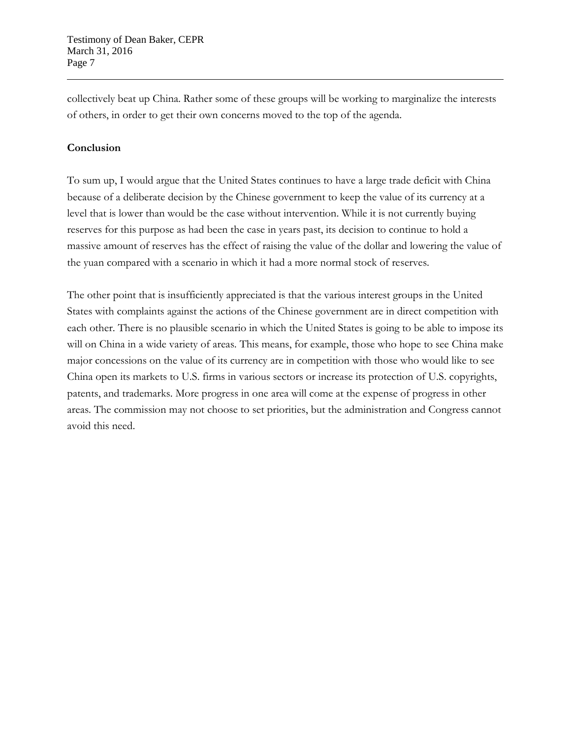collectively beat up China. Rather some of these groups will be working to marginalize the interests of others, in order to get their own concerns moved to the top of the agenda.

**Conclusion**

To sum up, I would argue that the United States continues to have a large trade deficit with China because of a deliberate decision by the Chinese government to keep the value of its currency at a level that is lower than would be the case without intervention. While it is not currently buying reserves for this purpose as had been the case in years past, its decision to continue to hold a massive amount of reserves has the effect of raising the value of the dollar and lowering the value of the yuan compared with a scenario in which it had a more normal stock of reserves.

The other point that is insufficiently appreciated is that the various interest groups in the United States with complaints against the actions of the Chinese government are in direct competition with each other. There is no plausible scenario in which the United States is going to be able to impose its will on China in a wide variety of areas. This means, for example, those who hope to see China make major concessions on the value of its currency are in competition with those who would like to see China open its markets to U.S. firms in various sectors or increase its protection of U.S. copyrights, patents, and trademarks. More progress in one area will come at the expense of progress in other areas. The commission may not choose to set priorities, but the administration and Congress cannot avoid this need.